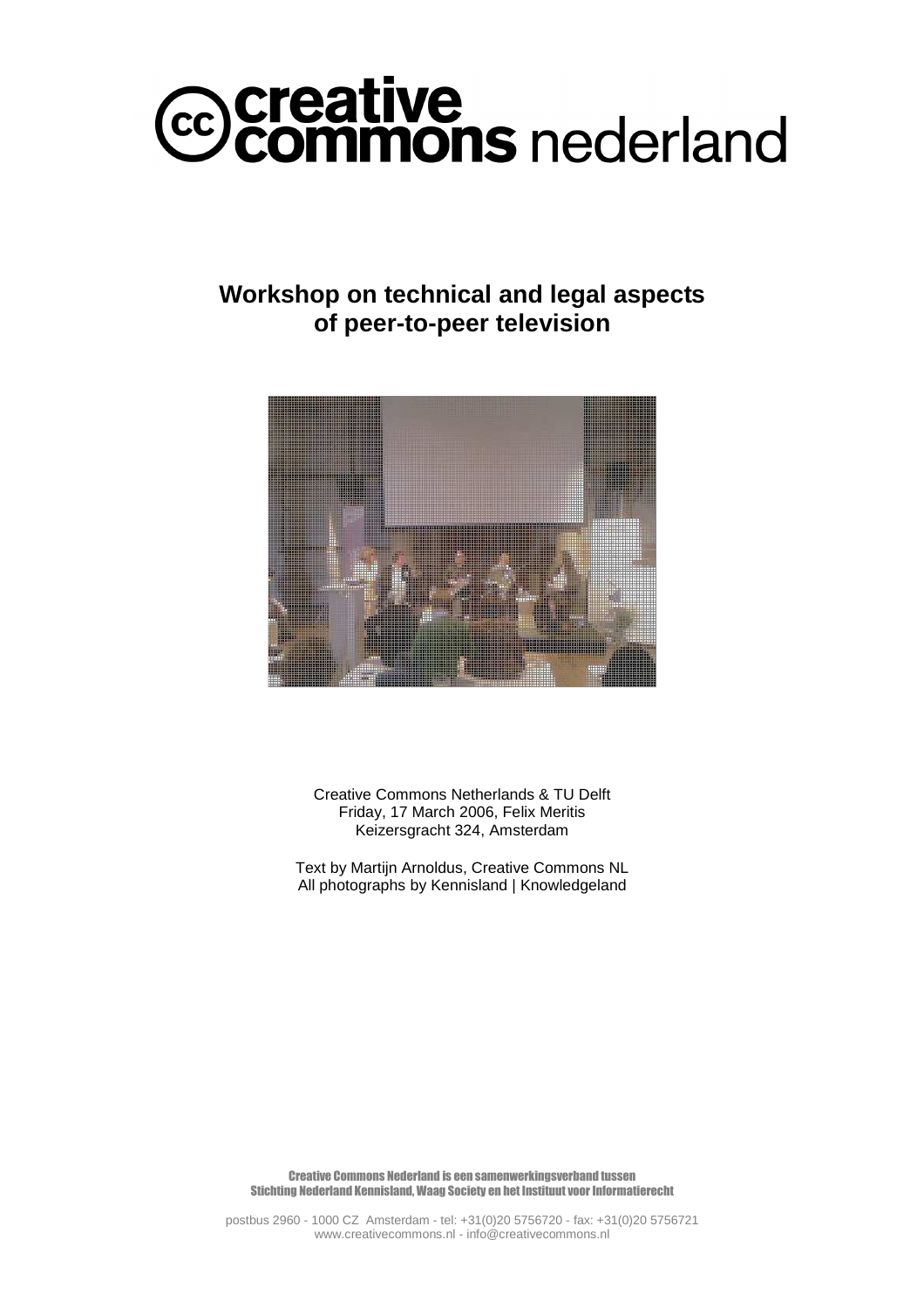creative commons nederland

# Workshop on technical and legal aspects of peer-to-peer television

Creative Commons Netherlands & TU Delft
Friday, 17 March 2006, Felix Meritis
Keizersgracht 324, Amsterdam

Text by Martijn Arnoldus, Creative Commons NL
All photographs by Kennisland | Knowledgeland

Creative Commons Nederland is een samenwerkingsverband tussen
Stichting Nederland Kennisland, Waag Society en het Instituut voor Informatierecht

postbus 2960 - 1000 CZ Amsterdam - tel: +31(0)20 5756720 - fax: +31(0)20 5756721
www.creativecommons.nl - info@creativecommons.nl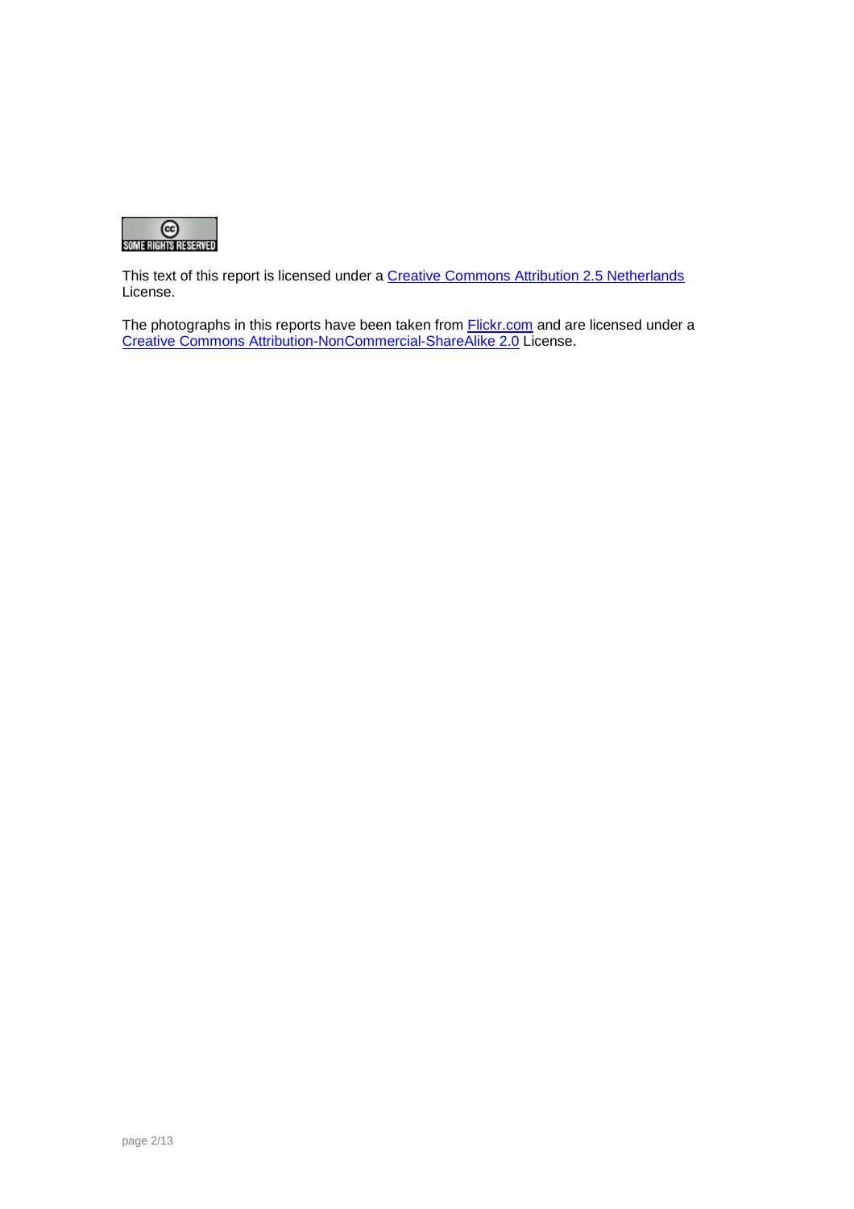This text of this report is licensed under a Creative Commons Attribution 2.5 Netherlands License.

The photographs in this reports have been taken from Flickr.com and are licensed under a Creative Commons Attribution-NonCommercial-ShareAlike 2.0 License.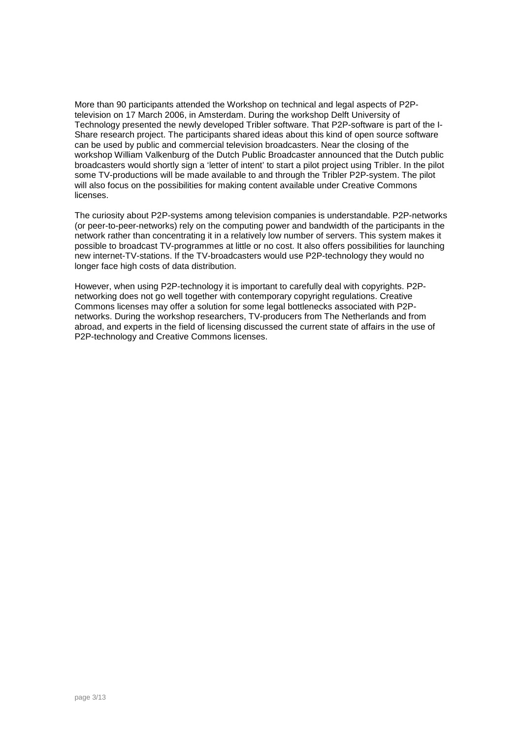More than 90 participants attended the Workshop on technical and legal aspects of P2P-television on 17 March 2006, in Amsterdam. During the workshop Delft University of Technology presented the newly developed Tribler software. That P2P-software is part of the I-Share research project. The participants shared ideas about this kind of open source software can be used by public and commercial television broadcasters. Near the closing of the workshop William Valkenburg of the Dutch Public Broadcaster announced that the Dutch public broadcasters would shortly sign a 'letter of intent' to start a pilot project using Tribler. In the pilot some TV-productions will be made available to and through the Tribler P2P-system. The pilot will also focus on the possibilities for making content available under Creative Commons licenses.

The curiosity about P2P-systems among television companies is understandable. P2P-networks (or peer-to-peer-networks) rely on the computing power and bandwidth of the participants in the network rather than concentrating it in a relatively low number of servers. This system makes it possible to broadcast TV-programmes at little or no cost. It also offers possibilities for launching new internet-TV-stations. If the TV-broadcasters would use P2P-technology they would no longer face high costs of data distribution.

However, when using P2P-technology it is important to carefully deal with copyrights. P2P-networking does not go well together with contemporary copyright regulations. Creative Commons licenses may offer a solution for some legal bottlenecks associated with P2P-networks. During the workshop researchers, TV-producers from The Netherlands and from abroad, and experts in the field of licensing discussed the current state of affairs in the use of P2P-technology and Creative Commons licenses.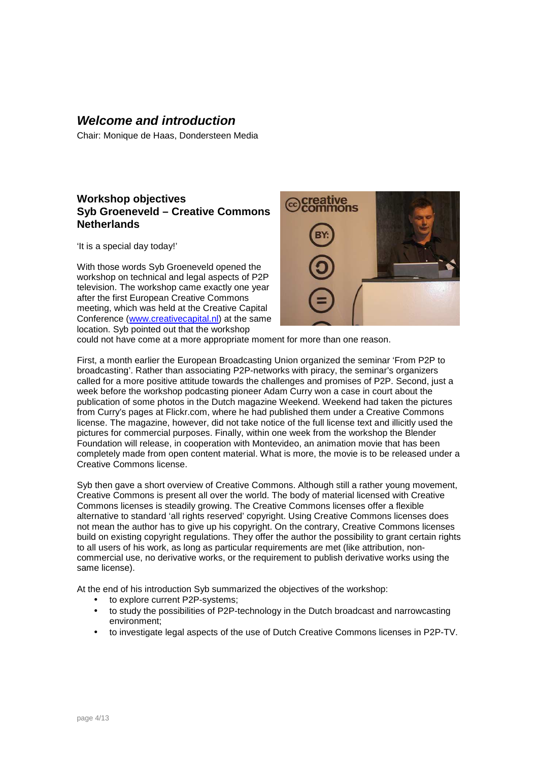## *Welcome and introduction*

Chair: Monique de Haas, Dondersteen Media

### Workshop objectives
### Syb Groeneveld – Creative Commons Netherlands

'It is a special day today!'

With those words Syb Groeneveld opened the workshop on technical and legal aspects of P2P television. The workshop came exactly one year after the first European Creative Commons meeting, which was held at the Creative Capital Conference ([www.creativecapital.nl](www.creativecapital.nl)) at the same location. Syb pointed out that the workshop could not have come at a more appropriate moment for more than one reason.

First, a month earlier the European Broadcasting Union organized the seminar 'From P2P to broadcasting'. Rather than associating P2P-networks with piracy, the seminar's organizers called for a more positive attitude towards the challenges and promises of P2P. Second, just a week before the workshop podcasting pioneer Adam Curry won a case in court about the publication of some photos in the Dutch magazine Weekend. Weekend had taken the pictures from Curry's pages at Flickr.com, where he had published them under a Creative Commons license. The magazine, however, did not take notice of the full license text and illicitly used the pictures for commercial purposes. Finally, within one week from the workshop the Blender Foundation will release, in cooperation with Montevideo, an animation movie that has been completely made from open content material. What is more, the movie is to be released under a Creative Commons license.

Syb then gave a short overview of Creative Commons. Although still a rather young movement, Creative Commons is present all over the world. The body of material licensed with Creative Commons licenses is steadily growing. The Creative Commons licenses offer a flexible alternative to standard 'all rights reserved' copyright. Using Creative Commons licenses does not mean the author has to give up his copyright. On the contrary, Creative Commons licenses build on existing copyright regulations. They offer the author the possibility to grant certain rights to all users of his work, as long as particular requirements are met (like attribution, non-commercial use, no derivative works, or the requirement to publish derivative works using the same license).

At the end of his introduction Syb summarized the objectives of the workshop:

- to explore current P2P-systems;
- to study the possibilities of P2P-technology in the Dutch broadcast and narrowcasting environment;
- to investigate legal aspects of the use of Dutch Creative Commons licenses in P2P-TV.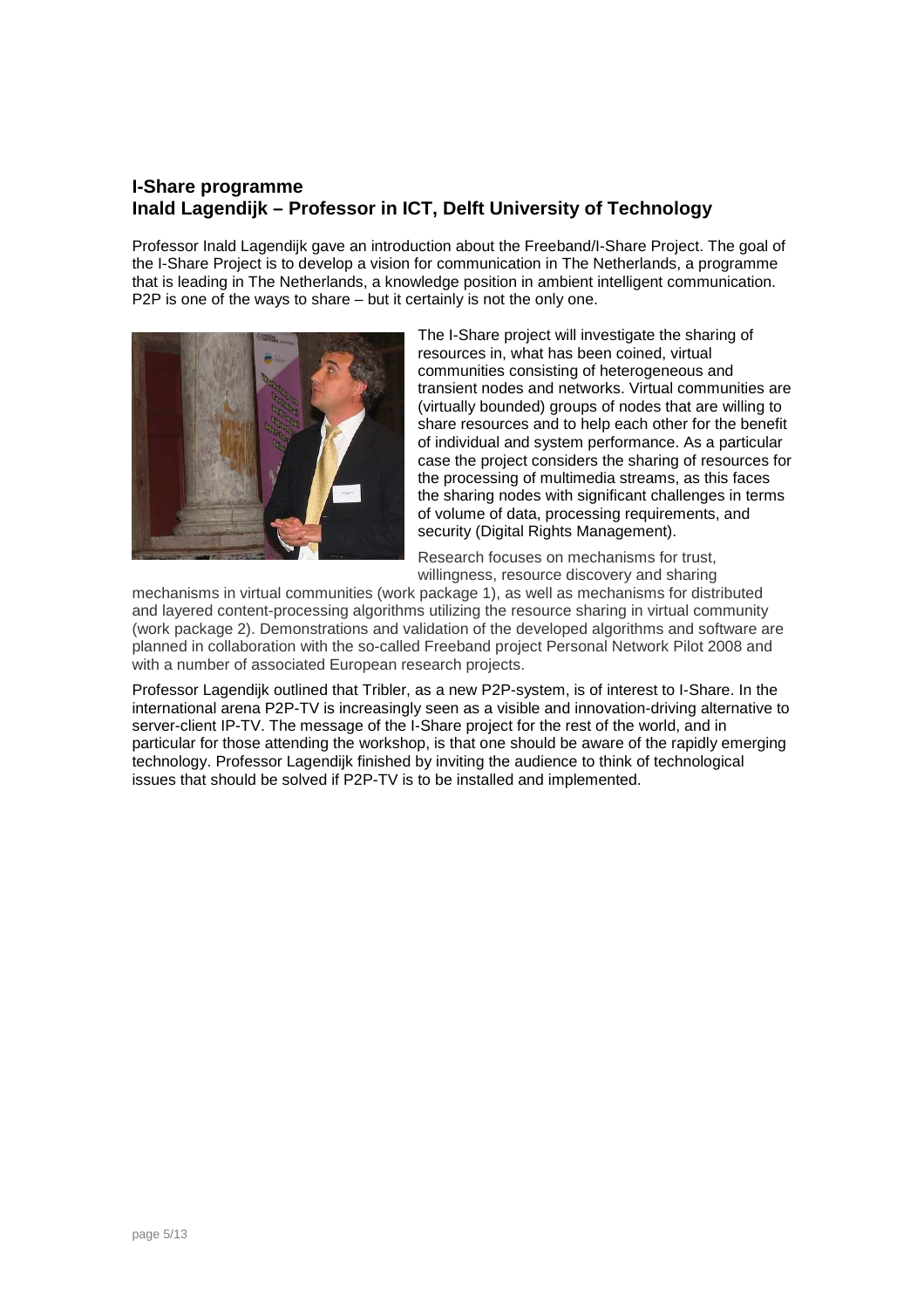**I-Share programme**
**Inald Lagendijk – Professor in ICT, Delft University of Technology**

Professor Inald Lagendijk gave an introduction about the Freeband/I-Share Project. The goal of the I-Share Project is to develop a vision for communication in The Netherlands, a programme that is leading in The Netherlands, a knowledge position in ambient intelligent communication. P2P is one of the ways to share – but it certainly is not the only one.

The I-Share project will investigate the sharing of resources in, what has been coined, virtual communities consisting of heterogeneous and transient nodes and networks. Virtual communities are (virtually bounded) groups of nodes that are willing to share resources and to help each other for the benefit of individual and system performance. As a particular case the project considers the sharing of resources for the processing of multimedia streams, as this faces the sharing nodes with significant challenges in terms of volume of data, processing requirements, and security (Digital Rights Management).

Research focuses on mechanisms for trust, willingness, resource discovery and sharing mechanisms in virtual communities (work package 1), as well as mechanisms for distributed and layered content-processing algorithms utilizing the resource sharing in virtual community (work package 2). Demonstrations and validation of the developed algorithms and software are planned in collaboration with the so-called Freeband project Personal Network Pilot 2008 and with a number of associated European research projects.

Professor Lagendijk outlined that Tribler, as a new P2P-system, is of interest to I-Share. In the international arena P2P-TV is increasingly seen as a visible and innovation-driving alternative to server-client IP-TV. The message of the I-Share project for the rest of the world, and in particular for those attending the workshop, is that one should be aware of the rapidly emerging technology. Professor Lagendijk finished by inviting the audience to think of technological issues that should be solved if P2P-TV is to be installed and implemented.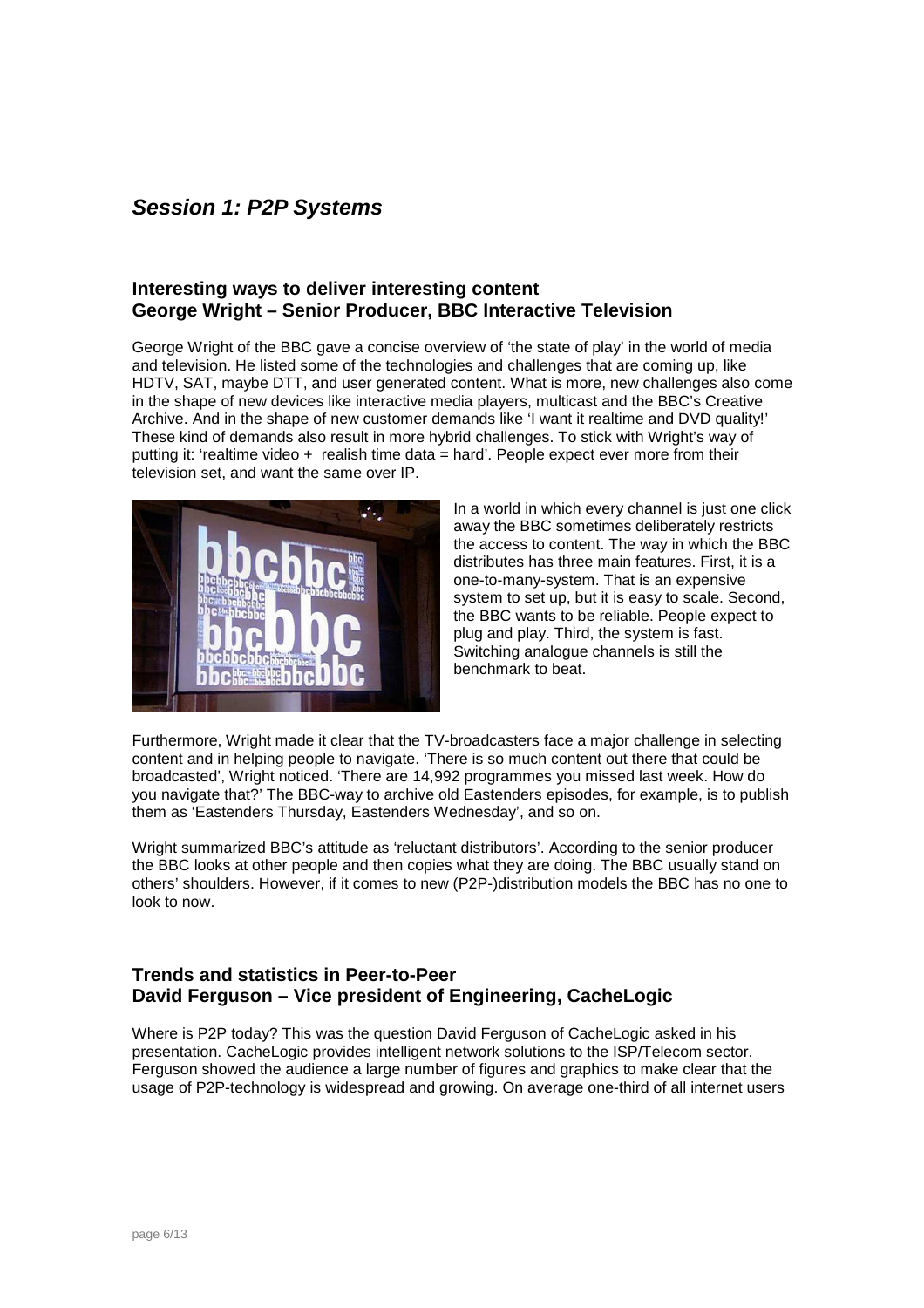## *Session 1: P2P Systems*

### Interesting ways to deliver interesting content
### George Wright – Senior Producer, BBC Interactive Television

George Wright of the BBC gave a concise overview of 'the state of play' in the world of media and television. He listed some of the technologies and challenges that are coming up, like HDTV, SAT, maybe DTT, and user generated content. What is more, new challenges also come in the shape of new devices like interactive media players, multicast and the BBC's Creative Archive. And in the shape of new customer demands like 'I want it realtime and DVD quality!' These kind of demands also result in more hybrid challenges. To stick with Wright's way of putting it: 'realtime video + realish time data = hard'. People expect ever more from their television set, and want the same over IP.

In a world in which every channel is just one click away the BBC sometimes deliberately restricts the access to content. The way in which the BBC distributes has three main features. First, it is a one-to-many-system. That is an expensive system to set up, but it is easy to scale. Second, the BBC wants to be reliable. People expect to plug and play. Third, the system is fast. Switching analogue channels is still the benchmark to beat.

Furthermore, Wright made it clear that the TV-broadcasters face a major challenge in selecting content and in helping people to navigate. 'There is so much content out there that could be broadcasted', Wright noticed. 'There are 14,992 programmes you missed last week. How do you navigate that?' The BBC-way to archive old Eastenders episodes, for example, is to publish them as 'Eastenders Thursday, Eastenders Wednesday', and so on.

Wright summarized BBC's attitude as 'reluctant distributors'. According to the senior producer the BBC looks at other people and then copies what they are doing. The BBC usually stand on others' shoulders. However, if it comes to new (P2P-)distribution models the BBC has no one to look to now.

### Trends and statistics in Peer-to-Peer
### David Ferguson – Vice president of Engineering, CacheLogic

Where is P2P today? This was the question David Ferguson of CacheLogic asked in his presentation. CacheLogic provides intelligent network solutions to the ISP/Telecom sector. Ferguson showed the audience a large number of figures and graphics to make clear that the usage of P2P-technology is widespread and growing. On average one-third of all internet users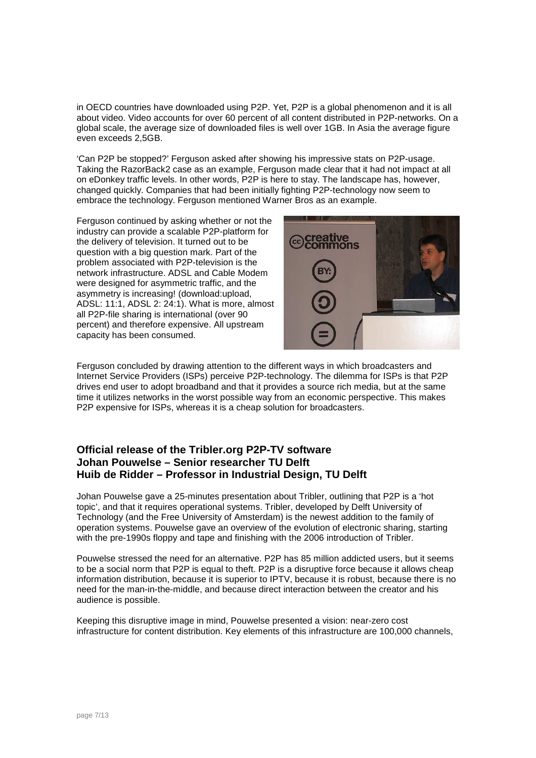in OECD countries have downloaded using P2P. Yet, P2P is a global phenomenon and it is all about video. Video accounts for over 60 percent of all content distributed in P2P-networks. On a global scale, the average size of downloaded files is well over 1GB. In Asia the average figure even exceeds 2,5GB.

'Can P2P be stopped?' Ferguson asked after showing his impressive stats on P2P-usage. Taking the RazorBack2 case as an example, Ferguson made clear that it had not impact at all on eDonkey traffic levels. In other words, P2P is here to stay. The landscape has, however, changed quickly. Companies that had been initially fighting P2P-technology now seem to embrace the technology. Ferguson mentioned Warner Bros as an example.

Ferguson continued by asking whether or not the industry can provide a scalable P2P-platform for the delivery of television. It turned out to be question with a big question mark. Part of the problem associated with P2P-television is the network infrastructure. ADSL and Cable Modem were designed for asymmetric traffic, and the asymmetry is increasing! (download:upload, ADSL: 11:1, ADSL 2: 24:1). What is more, almost all P2P-file sharing is international (over 90 percent) and therefore expensive. All upstream capacity has been consumed.

Ferguson concluded by drawing attention to the different ways in which broadcasters and Internet Service Providers (ISPs) perceive P2P-technology. The dilemma for ISPs is that P2P drives end user to adopt broadband and that it provides a source rich media, but at the same time it utilizes networks in the worst possible way from an economic perspective. This makes P2P expensive for ISPs, whereas it is a cheap solution for broadcasters.

## Official release of the Tribler.org P2P-TV software
## Johan Pouwelse – Senior researcher TU Delft
## Huib de Ridder – Professor in Industrial Design, TU Delft

Johan Pouwelse gave a 25-minutes presentation about Tribler, outlining that P2P is a 'hot topic', and that it requires operational systems. Tribler, developed by Delft University of Technology (and the Free University of Amsterdam) is the newest addition to the family of operation systems. Pouwelse gave an overview of the evolution of electronic sharing, starting with the pre-1990s floppy and tape and finishing with the 2006 introduction of Tribler.

Pouwelse stressed the need for an alternative. P2P has 85 million addicted users, but it seems to be a social norm that P2P is equal to theft. P2P is a disruptive force because it allows cheap information distribution, because it is superior to IPTV, because it is robust, because there is no need for the man-in-the-middle, and because direct interaction between the creator and his audience is possible.

Keeping this disruptive image in mind, Pouwelse presented a vision: near-zero cost infrastructure for content distribution. Key elements of this infrastructure are 100,000 channels,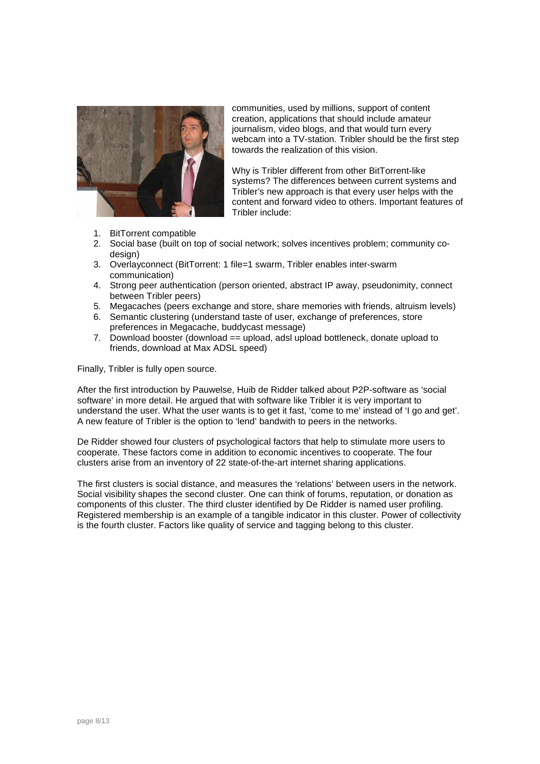communities, used by millions, support of content creation, applications that should include amateur journalism, video blogs, and that would turn every webcam into a TV-station. Tribler should be the first step towards the realization of this vision.

Why is Tribler different from other BitTorrent-like systems? The differences between current systems and Tribler's new approach is that every user helps with the content and forward video to others. Important features of Tribler include:

1. BitTorrent compatible
2. Social base (built on top of social network; solves incentives problem; community co-design)
3. Overlayconnect (BitTorrent: 1 file=1 swarm, Tribler enables inter-swarm communication)
4. Strong peer authentication (person oriented, abstract IP away, pseudonimity, connect between Tribler peers)
5. Megacaches (peers exchange and store, share memories with friends, altruism levels)
6. Semantic clustering (understand taste of user, exchange of preferences, store preferences in Megacache, buddycast message)
7. Download booster (download == upload, adsl upload bottleneck, donate upload to friends, download at Max ADSL speed)

Finally, Tribler is fully open source.

After the first introduction by Pauwelse, Huib de Ridder talked about P2P-software as 'social software' in more detail. He argued that with software like Tribler it is very important to understand the user. What the user wants is to get it fast, 'come to me' instead of 'I go and get'. A new feature of Tribler is the option to 'lend' bandwith to peers in the networks.

De Ridder showed four clusters of psychological factors that help to stimulate more users to cooperate. These factors come in addition to economic incentives to cooperate. The four clusters arise from an inventory of 22 state-of-the-art internet sharing applications.

The first clusters is social distance, and measures the 'relations' between users in the network. Social visibility shapes the second cluster. One can think of forums, reputation, or donation as components of this cluster. The third cluster identified by De Ridder is named user profiling. Registered membership is an example of a tangible indicator in this cluster. Power of collectivity is the fourth cluster. Factors like quality of service and tagging belong to this cluster.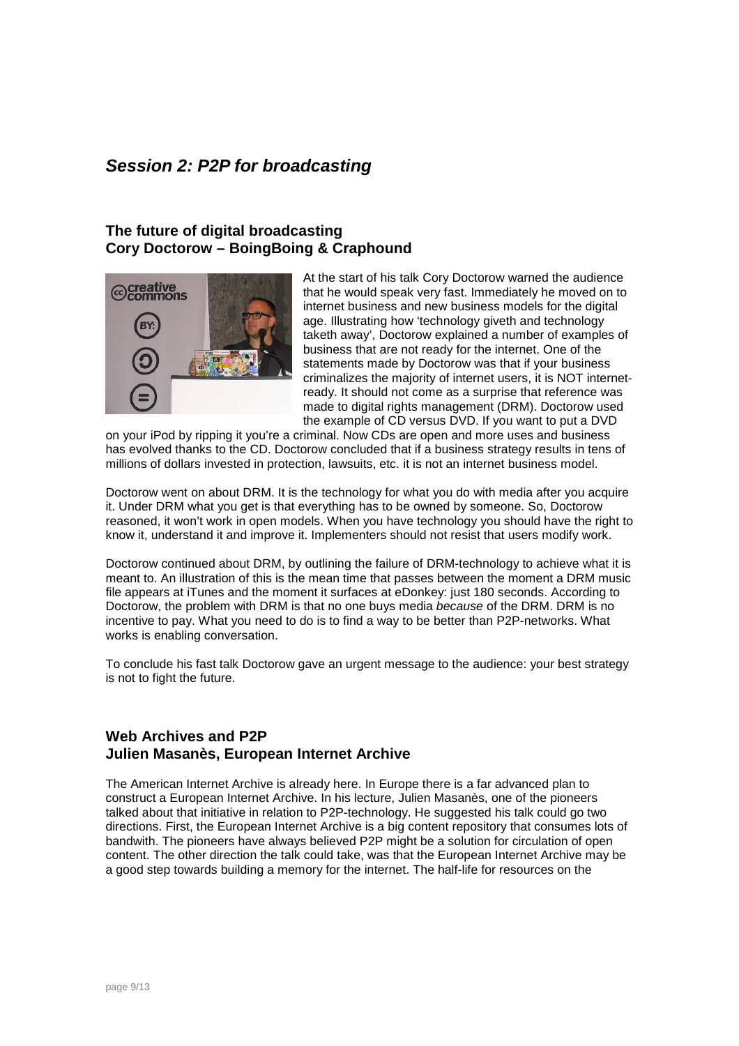## *Session 2: P2P for broadcasting*

### The future of digital broadcasting
### Cory Doctorow – BoingBoing & Craphound

At the start of his talk Cory Doctorow warned the audience that he would speak very fast. Immediately he moved on to internet business and new business models for the digital age. Illustrating how 'technology giveth and technology taketh away', Doctorow explained a number of examples of business that are not ready for the internet. One of the statements made by Doctorow was that if your business criminalizes the majority of internet users, it is NOT internet-ready. It should not come as a surprise that reference was made to digital rights management (DRM). Doctorow used the example of CD versus DVD. If you want to put a DVD on your iPod by ripping it you're a criminal. Now CDs are open and more uses and business has evolved thanks to the CD. Doctorow concluded that if a business strategy results in tens of millions of dollars invested in protection, lawsuits, etc. it is not an internet business model.

Doctorow went on about DRM. It is the technology for what you do with media after you acquire it. Under DRM what you get is that everything has to be owned by someone. So, Doctorow reasoned, it won't work in open models. When you have technology you should have the right to know it, understand it and improve it. Implementers should not resist that users modify work.

Doctorow continued about DRM, by outlining the failure of DRM-technology to achieve what it is meant to. An illustration of this is the mean time that passes between the moment a DRM music file appears at iTunes and the moment it surfaces at eDonkey: just 180 seconds. According to Doctorow, the problem with DRM is that no one buys media *because* of the DRM. DRM is no incentive to pay. What you need to do is to find a way to be better than P2P-networks. What works is enabling conversation.

To conclude his fast talk Doctorow gave an urgent message to the audience: your best strategy is not to fight the future.

### Web Archives and P2P
### Julien Masanès, European Internet Archive

The American Internet Archive is already here. In Europe there is a far advanced plan to construct a European Internet Archive. In his lecture, Julien Masanès, one of the pioneers talked about that initiative in relation to P2P-technology. He suggested his talk could go two directions. First, the European Internet Archive is a big content repository that consumes lots of bandwith. The pioneers have always believed P2P might be a solution for circulation of open content. The other direction the talk could take, was that the European Internet Archive may be a good step towards building a memory for the internet. The half-life for resources on the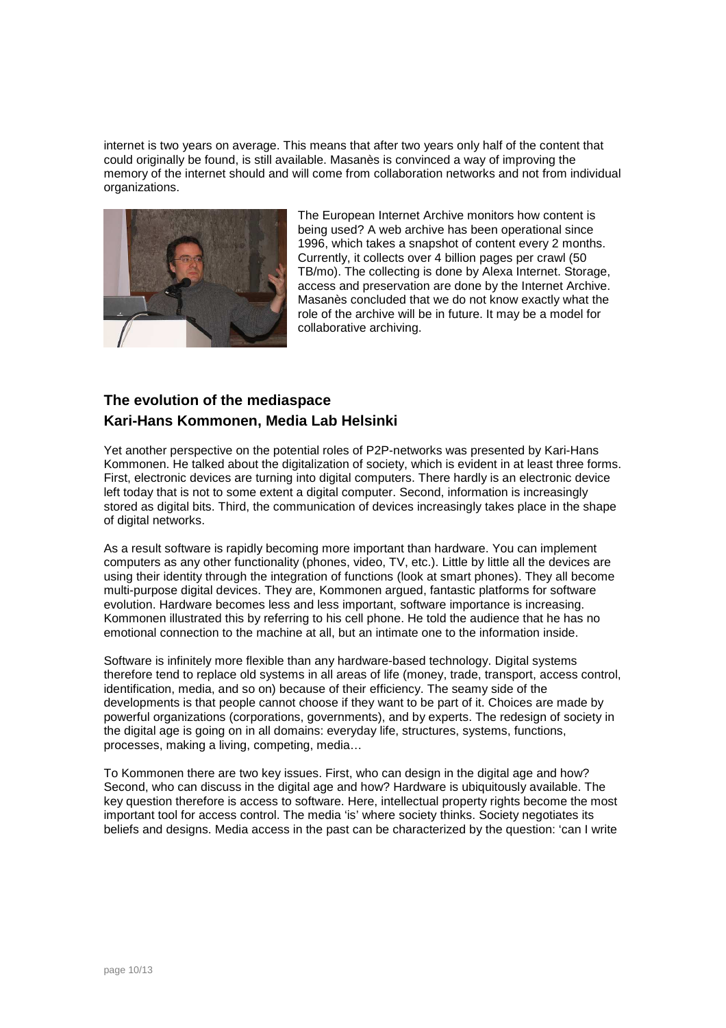internet is two years on average. This means that after two years only half of the content that could originally be found, is still available. Masanès is convinced a way of improving the memory of the internet should and will come from collaboration networks and not from individual organizations.

The European Internet Archive monitors how content is being used? A web archive has been operational since 1996, which takes a snapshot of content every 2 months. Currently, it collects over 4 billion pages per crawl (50 TB/mo). The collecting is done by Alexa Internet. Storage, access and preservation are done by the Internet Archive. Masanès concluded that we do not know exactly what the role of the archive will be in future. It may be a model for collaborative archiving.

## The evolution of the mediaspace
## Kari-Hans Kommonen, Media Lab Helsinki

Yet another perspective on the potential roles of P2P-networks was presented by Kari-Hans Kommonen. He talked about the digitalization of society, which is evident in at least three forms. First, electronic devices are turning into digital computers. There hardly is an electronic device left today that is not to some extent a digital computer. Second, information is increasingly stored as digital bits. Third, the communication of devices increasingly takes place in the shape of digital networks.

As a result software is rapidly becoming more important than hardware. You can implement computers as any other functionality (phones, video, TV, etc.). Little by little all the devices are using their identity through the integration of functions (look at smart phones). They all become multi-purpose digital devices. They are, Kommonen argued, fantastic platforms for software evolution. Hardware becomes less and less important, software importance is increasing. Kommonen illustrated this by referring to his cell phone. He told the audience that he has no emotional connection to the machine at all, but an intimate one to the information inside.

Software is infinitely more flexible than any hardware-based technology. Digital systems therefore tend to replace old systems in all areas of life (money, trade, transport, access control, identification, media, and so on) because of their efficiency. The seamy side of the developments is that people cannot choose if they want to be part of it. Choices are made by powerful organizations (corporations, governments), and by experts. The redesign of society in the digital age is going on in all domains: everyday life, structures, systems, functions, processes, making a living, competing, media…

To Kommonen there are two key issues. First, who can design in the digital age and how? Second, who can discuss in the digital age and how? Hardware is ubiquitously available. The key question therefore is access to software. Here, intellectual property rights become the most important tool for access control. The media 'is' where society thinks. Society negotiates its beliefs and designs. Media access in the past can be characterized by the question: 'can I write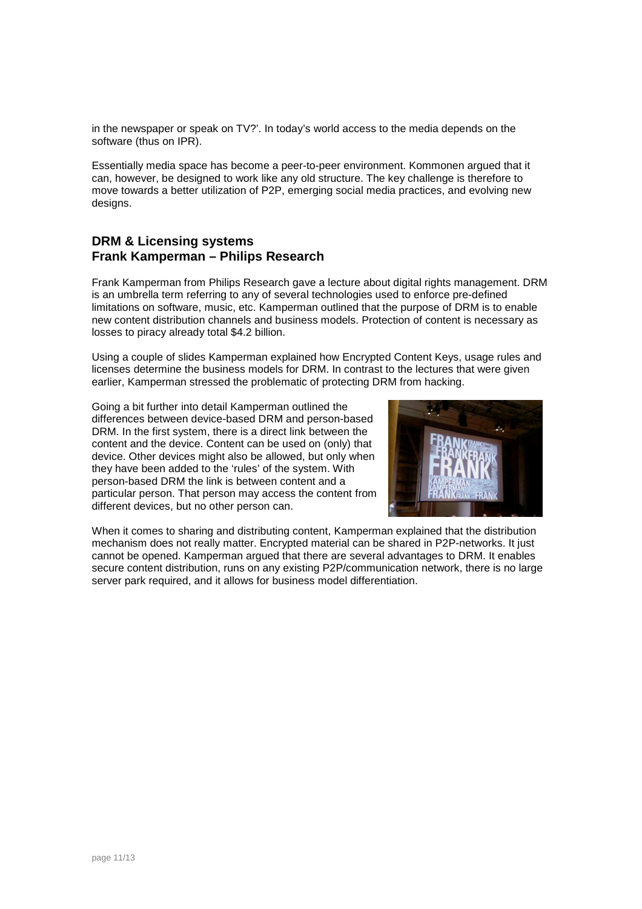in the newspaper or speak on TV?'. In today's world access to the media depends on the software (thus on IPR).

Essentially media space has become a peer-to-peer environment. Kommonen argued that it can, however, be designed to work like any old structure. The key challenge is therefore to move towards a better utilization of P2P, emerging social media practices, and evolving new designs.

## DRM & Licensing systems
## Frank Kamperman – Philips Research

Frank Kamperman from Philips Research gave a lecture about digital rights management. DRM is an umbrella term referring to any of several technologies used to enforce pre-defined limitations on software, music, etc. Kamperman outlined that the purpose of DRM is to enable new content distribution channels and business models. Protection of content is necessary as losses to piracy already total $4.2 billion.

Using a couple of slides Kamperman explained how Encrypted Content Keys, usage rules and licenses determine the business models for DRM. In contrast to the lectures that were given earlier, Kamperman stressed the problematic of protecting DRM from hacking.

Going a bit further into detail Kamperman outlined the differences between device-based DRM and person-based DRM. In the first system, there is a direct link between the content and the device. Content can be used on (only) that device. Other devices might also be allowed, but only when they have been added to the 'rules' of the system. With person-based DRM the link is between content and a particular person. That person may access the content from different devices, but no other person can.

When it comes to sharing and distributing content, Kamperman explained that the distribution mechanism does not really matter. Encrypted material can be shared in P2P-networks. It just cannot be opened. Kamperman argued that there are several advantages to DRM. It enables secure content distribution, runs on any existing P2P/communication network, there is no large server park required, and it allows for business model differentiation.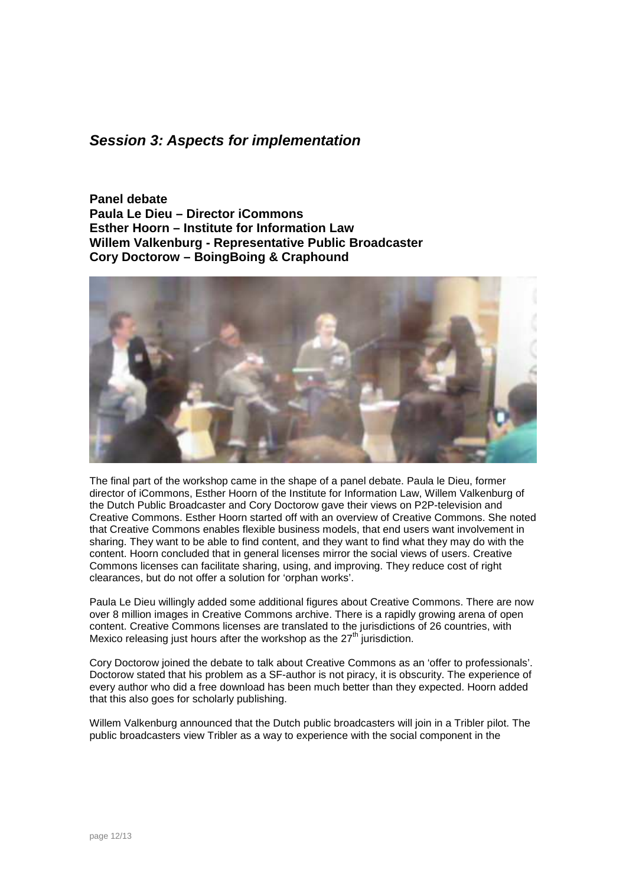## *Session 3: Aspects for implementation*

**Panel debate**
**Paula Le Dieu – Director iCommons**
**Esther Hoorn – Institute for Information Law**
**Willem Valkenburg - Representative Public Broadcaster**
**Cory Doctorow – BoingBoing & Craphound**

The final part of the workshop came in the shape of a panel debate. Paula le Dieu, former director of iCommons, Esther Hoorn of the Institute for Information Law, Willem Valkenburg of the Dutch Public Broadcaster and Cory Doctorow gave their views on P2P-television and Creative Commons. Esther Hoorn started off with an overview of Creative Commons. She noted that Creative Commons enables flexible business models, that end users want involvement in sharing. They want to be able to find content, and they want to find what they may do with the content. Hoorn concluded that in general licenses mirror the social views of users. Creative Commons licenses can facilitate sharing, using, and improving. They reduce cost of right clearances, but do not offer a solution for 'orphan works'.

Paula Le Dieu willingly added some additional figures about Creative Commons. There are now over 8 million images in Creative Commons archive. There is a rapidly growing arena of open content. Creative Commons licenses are translated to the jurisdictions of 26 countries, with Mexico releasing just hours after the workshop as the 27th jurisdiction.

Cory Doctorow joined the debate to talk about Creative Commons as an 'offer to professionals'. Doctorow stated that his problem as a SF-author is not piracy, it is obscurity. The experience of every author who did a free download has been much better than they expected. Hoorn added that this also goes for scholarly publishing.

Willem Valkenburg announced that the Dutch public broadcasters will join in a Tribler pilot. The public broadcasters view Tribler as a way to experience with the social component in the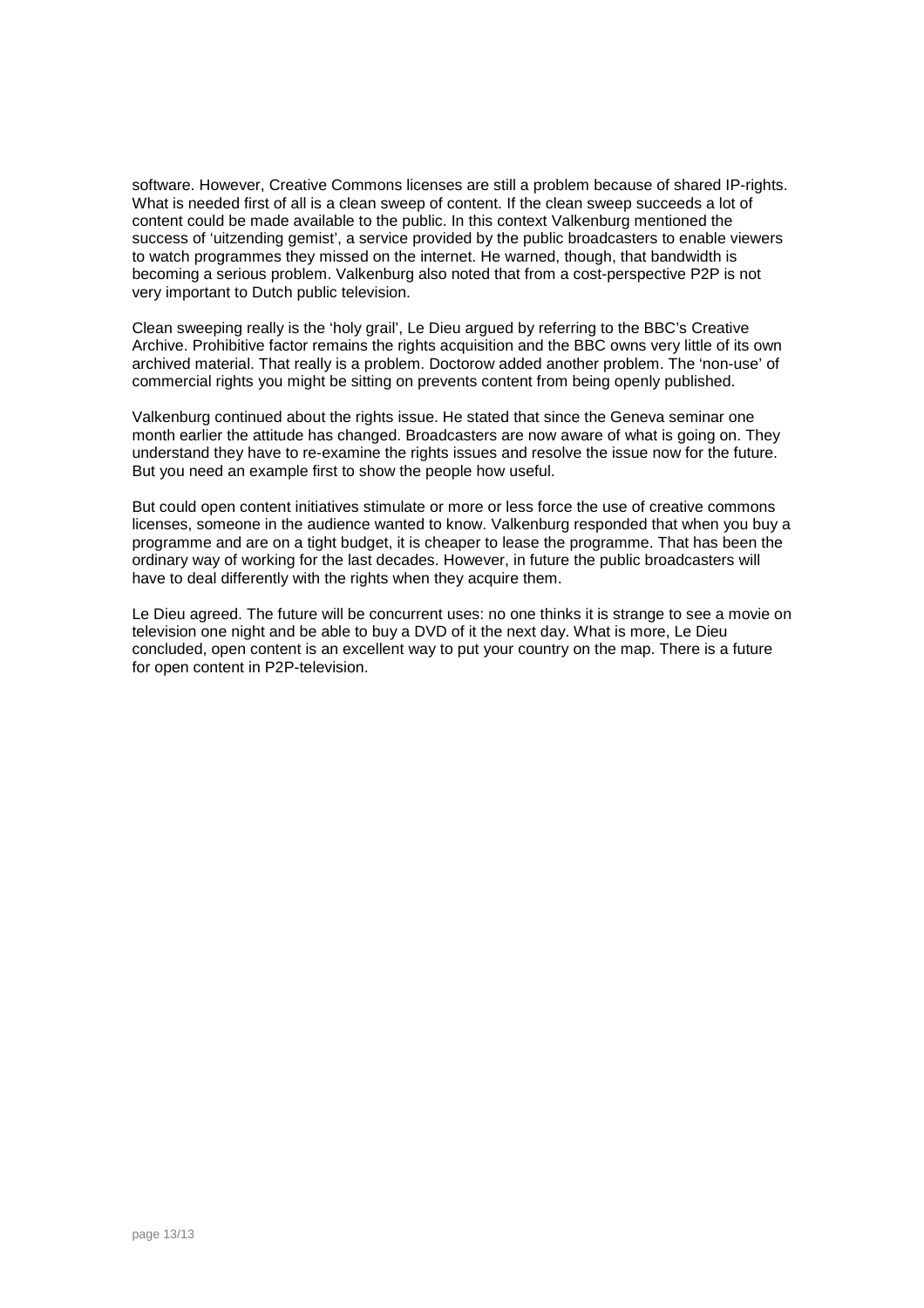software. However, Creative Commons licenses are still a problem because of shared IP-rights. What is needed first of all is a clean sweep of content. If the clean sweep succeeds a lot of content could be made available to the public. In this context Valkenburg mentioned the success of 'uitzending gemist', a service provided by the public broadcasters to enable viewers to watch programmes they missed on the internet. He warned, though, that bandwidth is becoming a serious problem. Valkenburg also noted that from a cost-perspective P2P is not very important to Dutch public television.

Clean sweeping really is the 'holy grail', Le Dieu argued by referring to the BBC's Creative Archive. Prohibitive factor remains the rights acquisition and the BBC owns very little of its own archived material. That really is a problem. Doctorow added another problem. The 'non-use' of commercial rights you might be sitting on prevents content from being openly published.

Valkenburg continued about the rights issue. He stated that since the Geneva seminar one month earlier the attitude has changed. Broadcasters are now aware of what is going on. They understand they have to re-examine the rights issues and resolve the issue now for the future. But you need an example first to show the people how useful.

But could open content initiatives stimulate or more or less force the use of creative commons licenses, someone in the audience wanted to know. Valkenburg responded that when you buy a programme and are on a tight budget, it is cheaper to lease the programme. That has been the ordinary way of working for the last decades. However, in future the public broadcasters will have to deal differently with the rights when they acquire them.

Le Dieu agreed. The future will be concurrent uses: no one thinks it is strange to see a movie on television one night and be able to buy a DVD of it the next day. What is more, Le Dieu concluded, open content is an excellent way to put your country on the map. There is a future for open content in P2P-television.